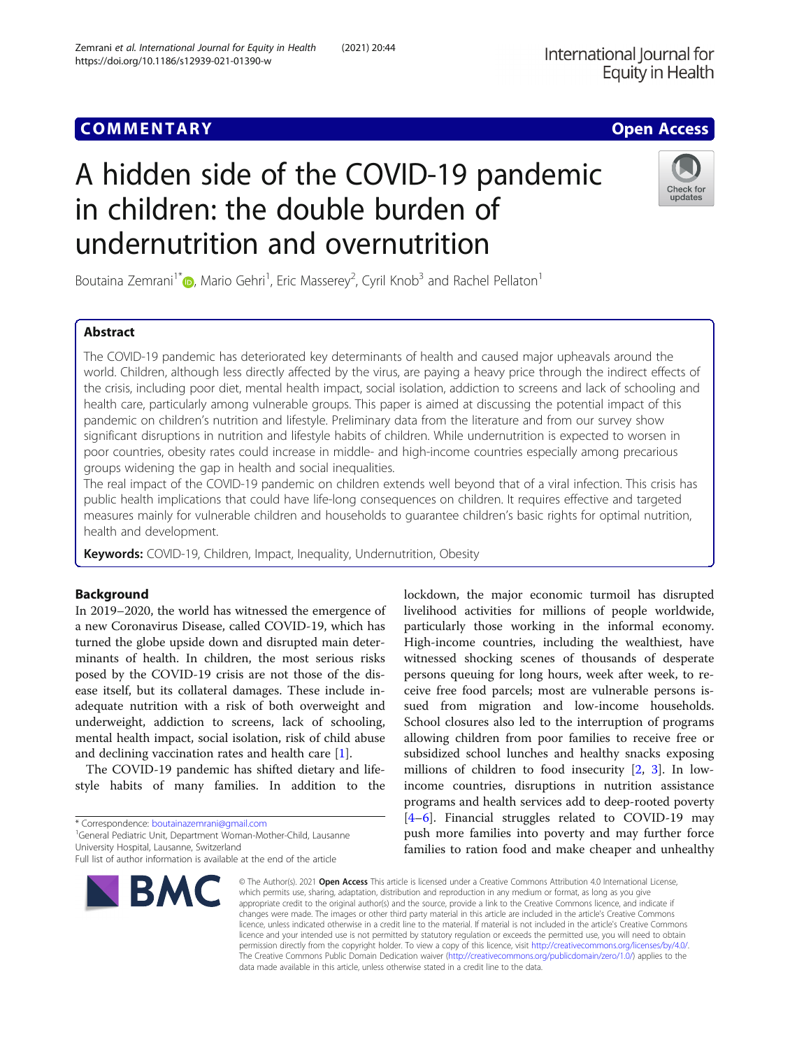COMMENTARY

Open Access

# A hidden side of the COVID-19 pandemic in children: the double burden of undernutrition and overnutrition

Boutaina Zemrani[1*], Mario Gehri[1], Eric Masserey[2], Cyril Knob[3] and Rachel Pellaton[1]

## Abstract

The COVID-19 pandemic has deteriorated key determinants of health and caused major upheavals around the world. Children, although less directly affected by the virus, are paying a heavy price through the indirect effects of the crisis, including poor diet, mental health impact, social isolation, addiction to screens and lack of schooling and health care, particularly among vulnerable groups. This paper is aimed at discussing the potential impact of this pandemic on children's nutrition and lifestyle. Preliminary data from the literature and from our survey show significant disruptions in nutrition and lifestyle habits of children. While undernutrition is expected to worsen in poor countries, obesity rates could increase in middle- and high-income countries especially among precarious groups widening the gap in health and social inequalities.

The real impact of the COVID-19 pandemic on children extends well beyond that of a viral infection. This crisis has public health implications that could have life-long consequences on children. It requires effective and targeted measures mainly for vulnerable children and households to guarantee children's basic rights for optimal nutrition, health and development.

**Keywords:** COVID-19, Children, Impact, Inequality, Undernutrition, Obesity

## Background

In 2019–2020, the world has witnessed the emergence of a new Coronavirus Disease, called COVID-19, which has turned the globe upside down and disrupted main determinants of health. In children, the most serious risks posed by the COVID-19 crisis are not those of the disease itself, but its collateral damages. These include inadequate nutrition with a risk of both overweight and underweight, addiction to screens, lack of schooling, mental health impact, social isolation, risk of child abuse and declining vaccination rates and health care [1].

The COVID-19 pandemic has shifted dietary and lifestyle habits of many families. In addition to the lockdown, the major economic turmoil has disrupted livelihood activities for millions of people worldwide, particularly those working in the informal economy. High-income countries, including the wealthiest, have witnessed shocking scenes of thousands of desperate persons queuing for long hours, week after week, to receive free food parcels; most are vulnerable persons issued from migration and low-income households. School closures also led to the interruption of programs allowing children from poor families to receive free or subsidized school lunches and healthy snacks exposing millions of children to food insecurity [2, 3]. In low-income countries, disruptions in nutrition assistance programs and health services add to deep-rooted poverty [4–6]. Financial struggles related to COVID-19 may push more families into poverty and may further force families to ration food and make cheaper and unhealthy

\* Correspondence: boutainazemrani@gmail.com
[1]General Pediatric Unit, Department Woman-Mother-Child, Lausanne University Hospital, Lausanne, Switzerland
Full list of author information is available at the end of the article

© The Author(s). 2021 **Open Access** This article is licensed under a Creative Commons Attribution 4.0 International License, which permits use, sharing, adaptation, distribution and reproduction in any medium or format, as long as you give appropriate credit to the original author(s) and the source, provide a link to the Creative Commons licence, and indicate if changes were made. The images or other third party material in this article are included in the article's Creative Commons licence, unless indicated otherwise in a credit line to the material. If material is not included in the article's Creative Commons licence and your intended use is not permitted by statutory regulation or exceeds the permitted use, you will need to obtain permission directly from the copyright holder. To view a copy of this licence, visit http://creativecommons.org/licenses/by/4.0/. The Creative Commons Public Domain Dedication waiver (http://creativecommons.org/publicdomain/zero/1.0/) applies to the data made available in this article, unless otherwise stated in a credit line to the data.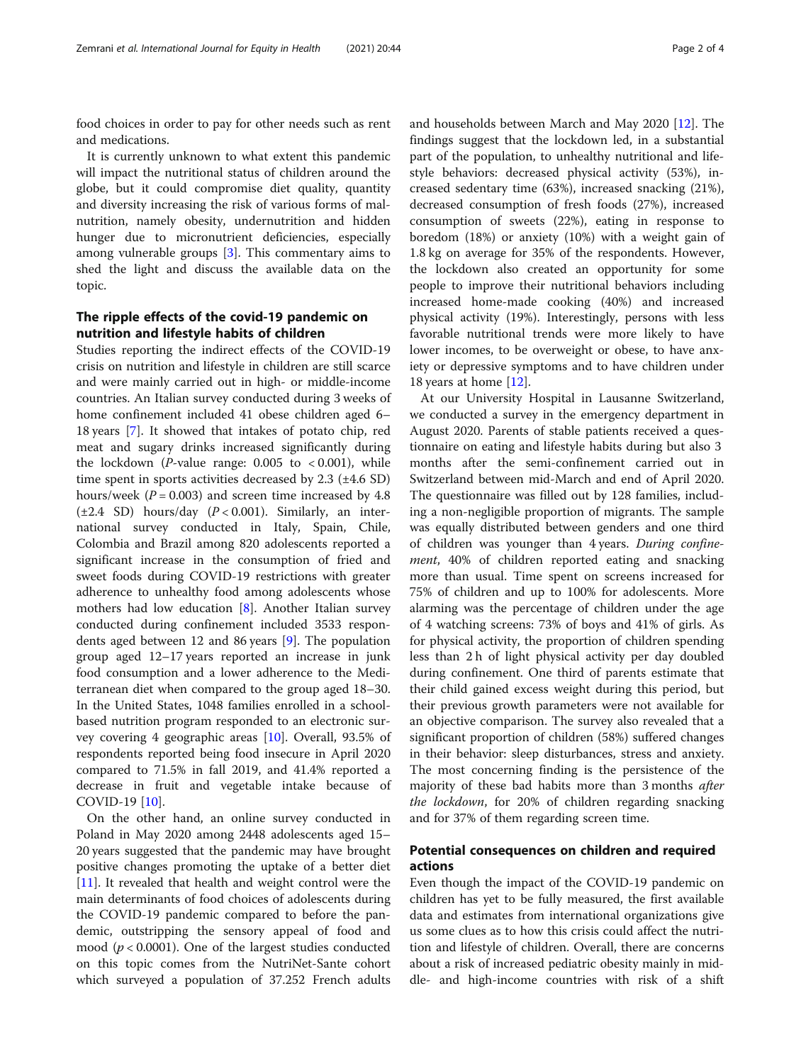food choices in order to pay for other needs such as rent and medications.

It is currently unknown to what extent this pandemic will impact the nutritional status of children around the globe, but it could compromise diet quality, quantity and diversity increasing the risk of various forms of malnutrition, namely obesity, undernutrition and hidden hunger due to micronutrient deficiencies, especially among vulnerable groups [3]. This commentary aims to shed the light and discuss the available data on the topic.

## The ripple effects of the covid-19 pandemic on nutrition and lifestyle habits of children

Studies reporting the indirect effects of the COVID-19 crisis on nutrition and lifestyle in children are still scarce and were mainly carried out in high- or middle-income countries. An Italian survey conducted during 3 weeks of home confinement included 41 obese children aged 6–18 years [7]. It showed that intakes of potato chip, red meat and sugary drinks increased significantly during the lockdown ($P$-value range: 0.005 to $< 0.001$), while time spent in sports activities decreased by 2.3 (±4.6 SD) hours/week ($P = 0.003$) and screen time increased by 4.8 (±2.4 SD) hours/day ($P < 0.001$). Similarly, an international survey conducted in Italy, Spain, Chile, Colombia and Brazil among 820 adolescents reported a significant increase in the consumption of fried and sweet foods during COVID-19 restrictions with greater adherence to unhealthy food among adolescents whose mothers had low education [8]. Another Italian survey conducted during confinement included 3533 respondents aged between 12 and 86 years [9]. The population group aged 12–17 years reported an increase in junk food consumption and a lower adherence to the Mediterranean diet when compared to the group aged 18–30. In the United States, 1048 families enrolled in a school-based nutrition program responded to an electronic survey covering 4 geographic areas [10]. Overall, 93.5% of respondents reported being food insecure in April 2020 compared to 71.5% in fall 2019, and 41.4% reported a decrease in fruit and vegetable intake because of COVID-19 [10].

On the other hand, an online survey conducted in Poland in May 2020 among 2448 adolescents aged 15–20 years suggested that the pandemic may have brought positive changes promoting the uptake of a better diet [11]. It revealed that health and weight control were the main determinants of food choices of adolescents during the COVID-19 pandemic compared to before the pandemic, outstripping the sensory appeal of food and mood ($p < 0.0001$). One of the largest studies conducted on this topic comes from the NutriNet-Sante cohort which surveyed a population of 37.252 French adults and households between March and May 2020 [12]. The findings suggest that the lockdown led, in a substantial part of the population, to unhealthy nutritional and lifestyle behaviors: decreased physical activity (53%), increased sedentary time (63%), increased snacking (21%), decreased consumption of fresh foods (27%), increased consumption of sweets (22%), eating in response to boredom (18%) or anxiety (10%) with a weight gain of 1.8 kg on average for 35% of the respondents. However, the lockdown also created an opportunity for some people to improve their nutritional behaviors including increased home-made cooking (40%) and increased physical activity (19%). Interestingly, persons with less favorable nutritional trends were more likely to have lower incomes, to be overweight or obese, to have anxiety or depressive symptoms and to have children under 18 years at home [12].

At our University Hospital in Lausanne Switzerland, we conducted a survey in the emergency department in August 2020. Parents of stable patients received a questionnaire on eating and lifestyle habits during but also 3 months after the semi-confinement carried out in Switzerland between mid-March and end of April 2020. The questionnaire was filled out by 128 families, including a non-negligible proportion of migrants. The sample was equally distributed between genders and one third of children was younger than 4 years. *During confinement*, 40% of children reported eating and snacking more than usual. Time spent on screens increased for 75% of children and up to 100% for adolescents. More alarming was the percentage of children under the age of 4 watching screens: 73% of boys and 41% of girls. As for physical activity, the proportion of children spending less than 2 h of light physical activity per day doubled during confinement. One third of parents estimate that their child gained excess weight during this period, but their previous growth parameters were not available for an objective comparison. The survey also revealed that a significant proportion of children (58%) suffered changes in their behavior: sleep disturbances, stress and anxiety. The most concerning finding is the persistence of the majority of these bad habits more than 3 months *after the lockdown*, for 20% of children regarding snacking and for 37% of them regarding screen time.

## Potential consequences on children and required actions

Even though the impact of the COVID-19 pandemic on children has yet to be fully measured, the first available data and estimates from international organizations give us some clues as to how this crisis could affect the nutrition and lifestyle of children. Overall, there are concerns about a risk of increased pediatric obesity mainly in middle- and high-income countries with risk of a shift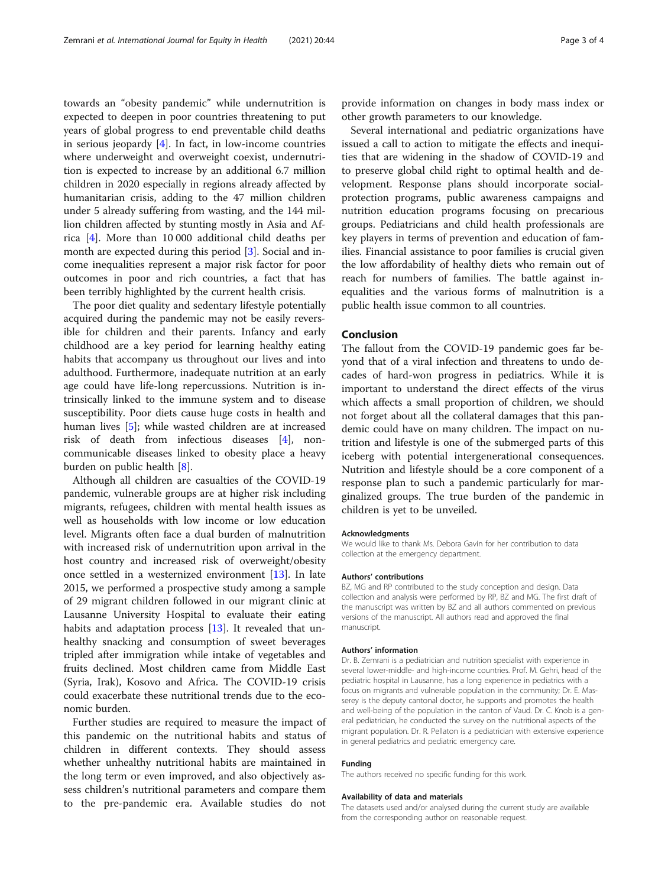towards an "obesity pandemic" while undernutrition is expected to deepen in poor countries threatening to put years of global progress to end preventable child deaths in serious jeopardy [4]. In fact, in low-income countries where underweight and overweight coexist, undernutrition is expected to increase by an additional 6.7 million children in 2020 especially in regions already affected by humanitarian crisis, adding to the 47 million children under 5 already suffering from wasting, and the 144 million children affected by stunting mostly in Asia and Africa [4]. More than 10 000 additional child deaths per month are expected during this period [3]. Social and income inequalities represent a major risk factor for poor outcomes in poor and rich countries, a fact that has been terribly highlighted by the current health crisis.

The poor diet quality and sedentary lifestyle potentially acquired during the pandemic may not be easily reversible for children and their parents. Infancy and early childhood are a key period for learning healthy eating habits that accompany us throughout our lives and into adulthood. Furthermore, inadequate nutrition at an early age could have life-long repercussions. Nutrition is intrinsically linked to the immune system and to disease susceptibility. Poor diets cause huge costs in health and human lives [5]; while wasted children are at increased risk of death from infectious diseases [4], non-communicable diseases linked to obesity place a heavy burden on public health [8].

Although all children are casualties of the COVID-19 pandemic, vulnerable groups are at higher risk including migrants, refugees, children with mental health issues as well as households with low income or low education level. Migrants often face a dual burden of malnutrition with increased risk of undernutrition upon arrival in the host country and increased risk of overweight/obesity once settled in a westernized environment [13]. In late 2015, we performed a prospective study among a sample of 29 migrant children followed in our migrant clinic at Lausanne University Hospital to evaluate their eating habits and adaptation process [13]. It revealed that unhealthy snacking and consumption of sweet beverages tripled after immigration while intake of vegetables and fruits declined. Most children came from Middle East (Syria, Irak), Kosovo and Africa. The COVID-19 crisis could exacerbate these nutritional trends due to the economic burden.

Further studies are required to measure the impact of this pandemic on the nutritional habits and status of children in different contexts. They should assess whether unhealthy nutritional habits are maintained in the long term or even improved, and also objectively assess children's nutritional parameters and compare them to the pre-pandemic era. Available studies do not provide information on changes in body mass index or other growth parameters to our knowledge.

Several international and pediatric organizations have issued a call to action to mitigate the effects and inequities that are widening in the shadow of COVID-19 and to preserve global child right to optimal health and development. Response plans should incorporate social-protection programs, public awareness campaigns and nutrition education programs focusing on precarious groups. Pediatricians and child health professionals are key players in terms of prevention and education of families. Financial assistance to poor families is crucial given the low affordability of healthy diets who remain out of reach for numbers of families. The battle against inequalities and the various forms of malnutrition is a public health issue common to all countries.

## Conclusion

The fallout from the COVID-19 pandemic goes far beyond that of a viral infection and threatens to undo decades of hard-won progress in pediatrics. While it is important to understand the direct effects of the virus which affects a small proportion of children, we should not forget about all the collateral damages that this pandemic could have on many children. The impact on nutrition and lifestyle is one of the submerged parts of this iceberg with potential intergenerational consequences. Nutrition and lifestyle should be a core component of a response plan to such a pandemic particularly for marginalized groups. The true burden of the pandemic in children is yet to be unveiled.

#### Acknowledgments

We would like to thank Ms. Debora Gavin for her contribution to data collection at the emergency department.

#### Authors' contributions

BZ, MG and RP contributed to the study conception and design. Data collection and analysis were performed by RP, BZ and MG. The first draft of the manuscript was written by BZ and all authors commented on previous versions of the manuscript. All authors read and approved the final manuscript.

#### Authors' information

Dr. B. Zemrani is a pediatrician and nutrition specialist with experience in several lower-middle- and high-income countries. Prof. M. Gehri, head of the pediatric hospital in Lausanne, has a long experience in pediatrics with a focus on migrants and vulnerable population in the community; Dr. E. Masserey is the deputy cantonal doctor, he supports and promotes the health and well-being of the population in the canton of Vaud. Dr. C. Knob is a general pediatrician, he conducted the survey on the nutritional aspects of the migrant population. Dr. R. Pellaton is a pediatrician with extensive experience in general pediatrics and pediatric emergency care.

#### Funding

The authors received no specific funding for this work.

#### Availability of data and materials

The datasets used and/or analysed during the current study are available from the corresponding author on reasonable request.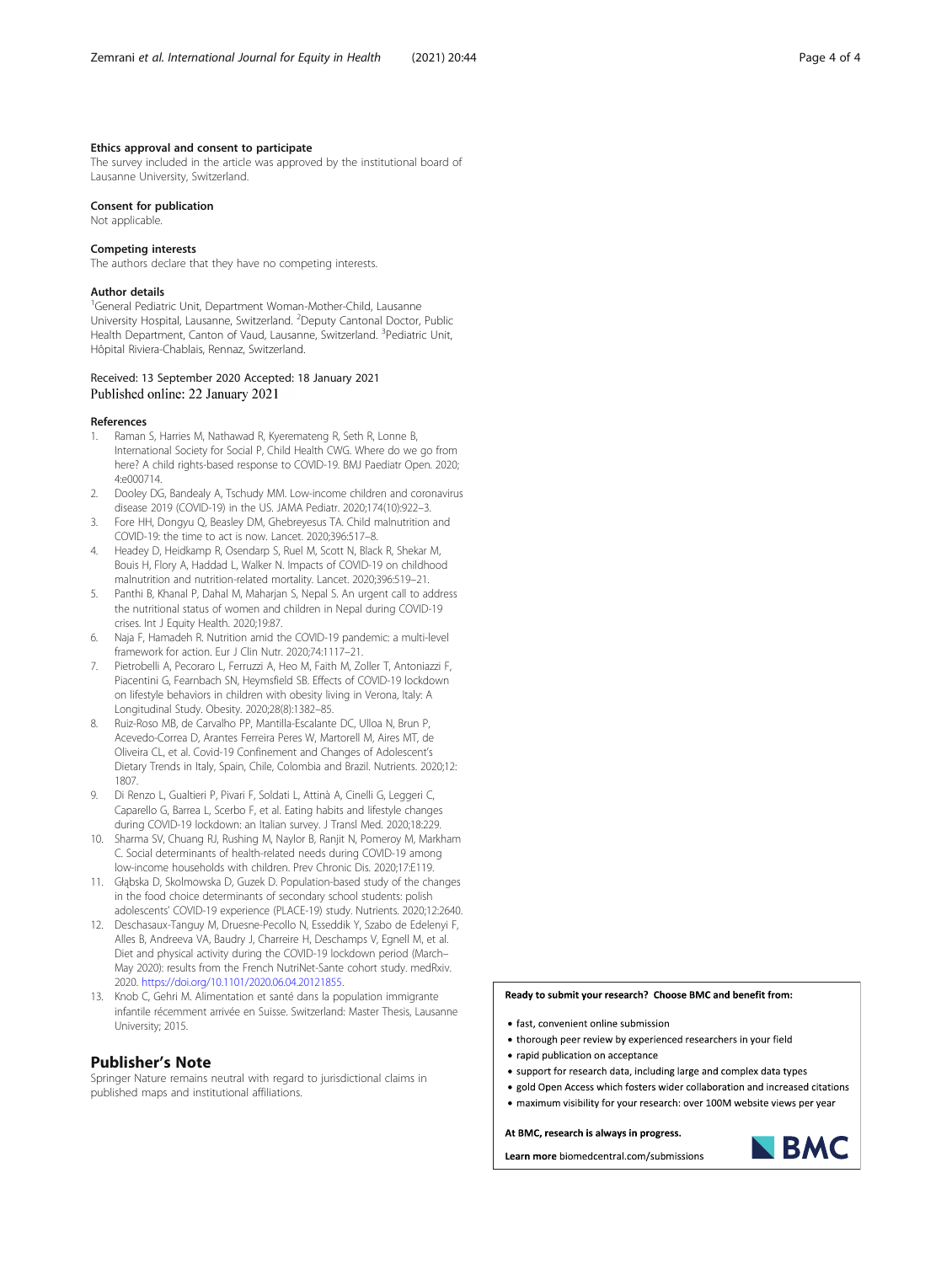#### Ethics approval and consent to participate
The survey included in the article was approved by the institutional board of Lausanne University, Switzerland.

#### Consent for publication
Not applicable.

#### Competing interests
The authors declare that they have no competing interests.

#### Author details
[1]General Pediatric Unit, Department Woman-Mother-Child, Lausanne University Hospital, Lausanne, Switzerland. [2]Deputy Cantonal Doctor, Public Health Department, Canton of Vaud, Lausanne, Switzerland. [3]Pediatric Unit, Hôpital Riviera-Chablais, Rennaz, Switzerland.

Received: 13 September 2020 Accepted: 18 January 2021
Published online: 22 January 2021

#### References
1. Raman S, Harries M, Nathawad R, Kyeremateng R, Seth R, Lonne B, International Society for Social P, Child Health CWG. Where do we go from here? A child rights-based response to COVID-19. BMJ Paediatr Open. 2020; 4:e000714.
2. Dooley DG, Bandealy A, Tschudy MM. Low-income children and coronavirus disease 2019 (COVID-19) in the US. JAMA Pediatr. 2020;174(10):922–3.
3. Fore HH, Dongyu Q, Beasley DM, Ghebreyesus TA. Child malnutrition and COVID-19: the time to act is now. Lancet. 2020;396:517–8.
4. Headey D, Heidkamp R, Osendarp S, Ruel M, Scott N, Black R, Shekar M, Bouis H, Flory A, Haddad L, Walker N. Impacts of COVID-19 on childhood malnutrition and nutrition-related mortality. Lancet. 2020;396:519–21.
5. Panthi B, Khanal P, Dahal M, Maharjan S, Nepal S. An urgent call to address the nutritional status of women and children in Nepal during COVID-19 crises. Int J Equity Health. 2020;19:87.
6. Naja F, Hamadeh R. Nutrition amid the COVID-19 pandemic: a multi-level framework for action. Eur J Clin Nutr. 2020;74:1117–21.
7. Pietrobelli A, Pecoraro L, Ferruzzi A, Heo M, Faith M, Zoller T, Antoniazzi F, Piacentini G, Fearnbach SN, Heymsfield SB. Effects of COVID-19 lockdown on lifestyle behaviors in children with obesity living in Verona, Italy: A Longitudinal Study. Obesity. 2020;28(8):1382–85.
8. Ruiz-Roso MB, de Carvalho PP, Mantilla-Escalante DC, Ulloa N, Brun P, Acevedo-Correa D, Arantes Ferreira Peres W, Martorell M, Aires MT, de Oliveira CL, et al. Covid-19 Confinement and Changes of Adolescent's Dietary Trends in Italy, Spain, Chile, Colombia and Brazil. Nutrients. 2020;12: 1807.
9. Di Renzo L, Gualtieri P, Pivari F, Soldati L, Attinà A, Cinelli G, Leggeri C, Caparello G, Barrea L, Scerbo F, et al. Eating habits and lifestyle changes during COVID-19 lockdown: an Italian survey. J Transl Med. 2020;18:229.
10. Sharma SV, Chuang RJ, Rushing M, Naylor B, Ranjit N, Pomeroy M, Markham C. Social determinants of health-related needs during COVID-19 among low-income households with children. Prev Chronic Dis. 2020;17:E119.
11. Głąbska D, Skolmowska D, Guzek D. Population-based study of the changes in the food choice determinants of secondary school students: polish adolescents' COVID-19 experience (PLACE-19) study. Nutrients. 2020;12:2640.
12. Deschasaux-Tanguy M, Druesne-Pecollo N, Esseddik Y, Szabo de Edelenyi F, Alles B, Andreeva VA, Baudry J, Charreire H, Deschamps V, Egnell M, et al. Diet and physical activity during the COVID-19 lockdown period (March–May 2020): results from the French NutriNet-Sante cohort study. medRxiv. 2020. https://doi.org/10.1101/2020.06.04.20121855.
13. Knob C, Gehri M. Alimentation et santé dans la population immigrante infantile récemment arrivée en Suisse. Switzerland: Master Thesis, Lausanne University; 2015.

## Publisher's Note
Springer Nature remains neutral with regard to jurisdictional claims in published maps and institutional affiliations.

**Ready to submit your research? Choose BMC and benefit from:**

- fast, convenient online submission
- thorough peer review by experienced researchers in your field
- rapid publication on acceptance
- support for research data, including large and complex data types
- gold Open Access which fosters wider collaboration and increased citations
- maximum visibility for your research: over 100M website views per year

**At BMC, research is always in progress.**

**Learn more** biomedcentral.com/submissions